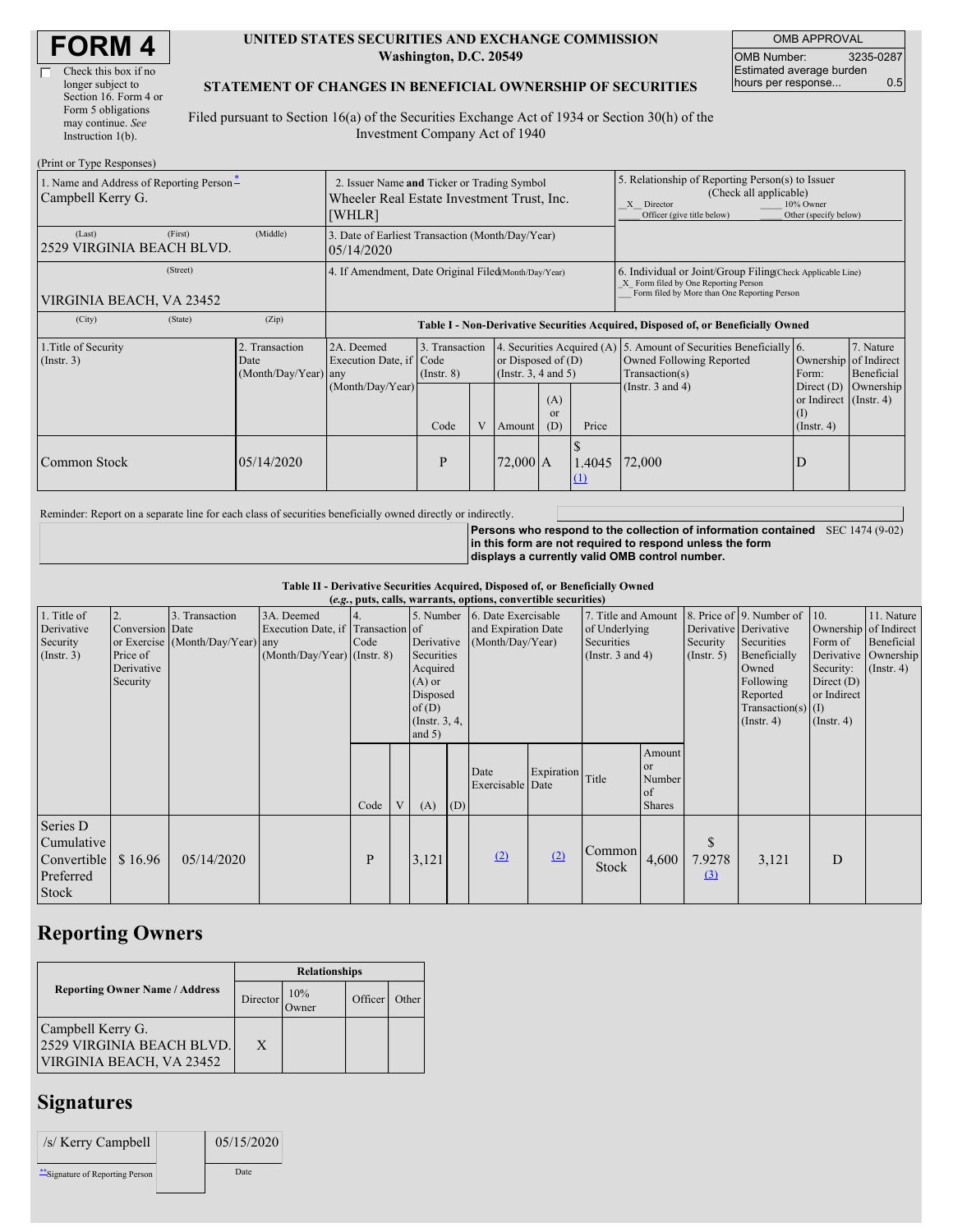# FORM 4

☐ Check this box if no longer subject to Section 16. Form 4 or Form 5 obligations may continue. *See* Instruction 1(b).

**UNITED STATES SECURITIES AND EXCHANGE COMMISSION**
**Washington, D.C. 20549**

**STATEMENT OF CHANGES IN BENEFICIAL OWNERSHIP OF SECURITIES**

Filed pursuant to Section 16(a) of the Securities Exchange Act of 1934 or Section 30(h) of the Investment Company Act of 1940

| OMB APPROVAL | |
|---|---|
| OMB Number: | 3235-0287 |
| Estimated average burden hours per response... | 0.5 |

(Print or Type Responses)

| 1. Name and Address of Reporting Person* | 2. Issuer Name and Ticker or Trading Symbol | 5. Relationship of Reporting Person(s) to Issuer (Check all applicable) |
|---|---|---|
| Campbell Kerry G. | Wheeler Real Estate Investment Trust, Inc. [WHLR] | _X_ Director ___ 10% Owner ___ Officer (give title below) ___ Other (specify below) |
| (Last) (First) (Middle) 2529 VIRGINIA BEACH BLVD. | 3. Date of Earliest Transaction (Month/Day/Year) 05/14/2020 | |
| (Street) VIRGINIA BEACH, VA 23452 | 4. If Amendment, Date Original Filed (Month/Day/Year) | 6. Individual or Joint/Group Filing (Check Applicable Line) _X_ Form filed by One Reporting Person ___ Form filed by More than One Reporting Person |
| (City) (State) (Zip) | | |

**Table I - Non-Derivative Securities Acquired, Disposed of, or Beneficially Owned**

| 1.Title of Security (Instr. 3) | 2. Transaction Date (Month/Day/Year) | 2A. Deemed Execution Date, if any (Month/Day/Year) | 3. Transaction Code (Instr. 8) | | 4. Securities Acquired (A) or Disposed of (D) (Instr. 3, 4 and 5) | | | 5. Amount of Securities Beneficially Owned Following Reported Transaction(s) (Instr. 3 and 4) | 6. Ownership Form: Direct (D) or Indirect (I) (Instr. 4) | 7. Nature of Indirect Beneficial Ownership (Instr. 4) |
|---|---|---|---|---|---|---|---|---|---|---|
| | | | Code | V | Amount | (A) or (D) | Price | | | |
| Common Stock | 05/14/2020 | | P | | 72,000 | A | $ 1.4045 (1) | 72,000 | D | |

Reminder: Report on a separate line for each class of securities beneficially owned directly or indirectly.

**Persons who respond to the collection of information contained in this form are not required to respond unless the form displays a currently valid OMB control number.** SEC 1474 (9-02)

**Table II - Derivative Securities Acquired, Disposed of, or Beneficially Owned**
**(e.g., puts, calls, warrants, options, convertible securities)**

| 1. Title of Derivative Security (Instr. 3) | 2. Conversion or Exercise Price of Derivative Security | 3. Transaction Date (Month/Day/Year) | 3A. Deemed Execution Date, if any (Month/Day/Year) | 4. Transaction Code (Instr. 8) | | 5. Number of Derivative Securities Acquired (A) or Disposed of (D) (Instr. 3, 4, and 5) | | 6. Date Exercisable and Expiration Date (Month/Day/Year) | | 7. Title and Amount of Underlying Securities (Instr. 3 and 4) | | 8. Price of Derivative Security (Instr. 5) | 9. Number of Derivative Securities Beneficially Owned Following Reported Transaction(s) (Instr. 4) | 10. Ownership Form of Derivative Security: Direct (D) or Indirect (I) (Instr. 4) | 11. Nature of Indirect Beneficial Ownership (Instr. 4) |
|---|---|---|---|---|---|---|---|---|---|---|---|---|---|---|---|
| | | | | Code | V | (A) | (D) | Date Exercisable | Expiration Date | Title | Amount or Number of Shares | | | | |
| Series D Cumulative Convertible Preferred Stock | $ 16.96 | 05/14/2020 | | P | | 3,121 | | (2) | (2) | Common Stock | 4,600 | $ 7.9278 (3) | 3,121 | D | |

## Reporting Owners

| Reporting Owner Name / Address | Relationships | | | |
|---|---|---|---|---|
| | Director | 10% Owner | Officer | Other |
| Campbell Kerry G. 2529 VIRGINIA BEACH BLVD. VIRGINIA BEACH, VA 23452 | X | | | |

## Signatures

| /s/ Kerry Campbell | 05/15/2020 |
|---|---|
| **Signature of Reporting Person | Date |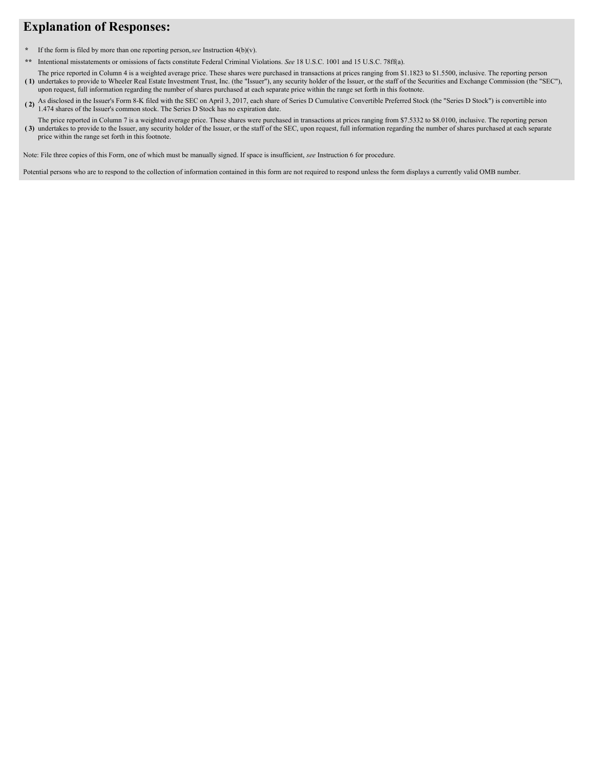## Explanation of Responses:

\* If the form is filed by more than one reporting person, *see* Instruction 4(b)(v).

\*\* Intentional misstatements or omissions of facts constitute Federal Criminal Violations. *See* 18 U.S.C. 1001 and 15 U.S.C. 78ff(a).

**( 1)** The price reported in Column 4 is a weighted average price. These shares were purchased in transactions at prices ranging from $1.1823 to $1.5500, inclusive. The reporting person undertakes to provide to Wheeler Real Estate Investment Trust, Inc. (the "Issuer"), any security holder of the Issuer, or the staff of the Securities and Exchange Commission (the "SEC"), upon request, full information regarding the number of shares purchased at each separate price within the range set forth in this footnote.

**( 2)** As disclosed in the Issuer's Form 8-K filed with the SEC on April 3, 2017, each share of Series D Cumulative Convertible Preferred Stock (the "Series D Stock") is convertible into 1.474 shares of the Issuer's common stock. The Series D Stock has no expiration date.

**( 3)** The price reported in Column 7 is a weighted average price. These shares were purchased in transactions at prices ranging from $7.5332 to $8.0100, inclusive. The reporting person undertakes to provide to the Issuer, any security holder of the Issuer, or the staff of the SEC, upon request, full information regarding the number of shares purchased at each separate price within the range set forth in this footnote.

Note: File three copies of this Form, one of which must be manually signed. If space is insufficient, *see* Instruction 6 for procedure.

Potential persons who are to respond to the collection of information contained in this form are not required to respond unless the form displays a currently valid OMB number.